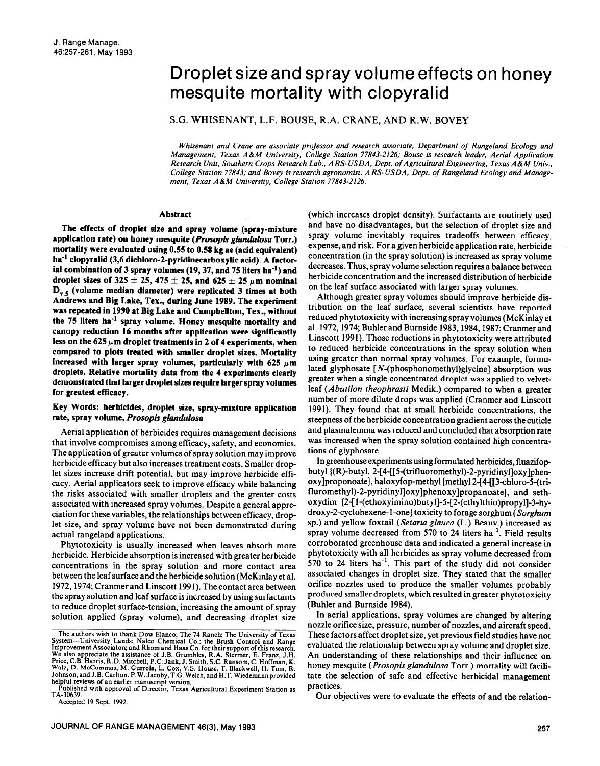# Droplet size and spray volume effects on honey mesquite mortality with clopyralid

S.G. WHISENANT, L.F. BOUSE, R.A. CRANE, AND R.W. BOVEY

*Whisenant and Crane are associate professor and research associate, Department of Rangeland Ecology and Management, Texas A&M University, College Station 77843-2126; Bouse is research leader, Aerial Application Research Unit, Southern Crops Research Lab., ARS-USDA, Dept. of Agricultural Engineering, Texas A&M Univ., College Station 77843; and Bovey is research agronomist, ARS-USDA, Dept. of Rangeland Ecology and Management, Texas A&M University, College Station 77843-2126.*

## Abstract

**The effects of droplet size and spray volume (spray-mixture application rate) on honey mesquite (*Prosopis glandulosa* Torr.) mortality were evaluated using 0.55 to 0.58 kg ae (acid equivalent) ha$^{-1}$ clopyralid (3,6 dichloro-2-pyridinecarboxylic acid). A factorial combination of 3 spray volumes (19, 37, and 75 liters ha$^{-1}$) and droplet sizes of 325 ± 25, 475 ± 25, and 625 ± 25 µm nominal $D_{v.5}$ (volume median diameter) were replicated 3 times at both Andrews and Big Lake, Tex., during June 1989. The experiment was repeated in 1990 at Big Lake and Campbellton, Tex., without the 75 liters ha$^{-1}$ spray volume. Honey mesquite mortality and canopy reduction 16 months after application were significantly less on the 625 µm droplet treatments in 2 of 4 experiments, when compared to plots treated with smaller droplet sizes. Mortality increased with larger spray volumes, particularly with 625 µm droplets. Relative mortality data from the 4 experiments clearly demonstrated that larger droplet sizes require larger spray volumes for greatest efficacy.**

**Key Words: herbicides, droplet size, spray-mixture application rate, spray volume, *Prosopis glandulosa***

Aerial application of herbicides requires management decisions that involve compromises among efficacy, safety, and economics. The application of greater volumes of spray solution may improve herbicide efficacy but also increases treatment costs. Smaller droplet sizes increase drift potential, but may improve herbicide efficacy. Aerial applicators seek to improve efficacy while balancing the risks associated with smaller droplets and the greater costs associated with increased spray volumes. Despite a general appreciation for these variables, the relationships between efficacy, droplet size, and spray volume have not been demonstrated during actual rangeland applications.

Phytotoxicity is usually increased when leaves absorb more herbicide. Herbicide absorption is increased with greater herbicide concentrations in the spray solution and more contact area between the leaf surface and the herbicide solution (McKinlay et al. 1972, 1974; Cranmer and Linscott 1991). The contact area between the spray solution and leaf surface is increased by using surfactants to reduce droplet surface-tension, increasing the amount of spray solution applied (spray volume), and decreasing droplet size (which increases droplet density). Surfactants are routinely used and have no disadvantages, but the selection of droplet size and spray volume inevitably requires tradeoffs between efficacy, expense, and risk. For a given herbicide application rate, herbicide concentration (in the spray solution) is increased as spray volume decreases. Thus, spray volume selection requires a balance between herbicide concentration and the increased distribution of herbicide on the leaf surface associated with larger spray volumes.

Although greater spray volumes should improve herbicide distribution on the leaf surface, several scientists have reported reduced phytotoxicity with increasing spray volumes (McKinlay et al. 1972, 1974; Buhler and Burnside 1983, 1984, 1987; Cranmer and Linscott 1991). Those reductions in phytotoxicity were attributed to reduced herbicide concentrations in the spray solution when using greater than normal spray volumes. For example, formulated glyphosate [*N*-(phosphonomethyl)glycine] absorption was greater when a single concentrated droplet was applied to velvetleaf (*Abutilon theophrasti* Medik.) compared to when a greater number of more dilute drops was applied (Cranmer and Linscott 1991). They found that at small herbicide concentrations, the steepness of the herbicide concentration gradient across the cuticle and plasmalemma was reduced and concluded that absorption rate was increased when the spray solution contained high concentrations of glyphosate.

In greenhouse experiments using formulated herbicides, fluazifop-butyl {(R)-butyl, 2-[4-[[5-(trifluoromethyl)-2-pyridinyl]oxy]phenoxy]proponoate}, haloxyfop-methyl {methyl 2-[4-[[3-chloro-5-(trifluromethyl)-2-pyridinyl]oxy]phenoxy]propanoate}, and sethoxydim {2-[1-(ethoxyimino)butyl]-5-[2-(ethylthio)propyl]-3-hydroxy-2-cyclohexene-1-one} toxicity to forage sorghum (*Sorghum* sp.) and yellow foxtail (*Setaria glauca* (L.) Beauv.) increased as spray volume decreased from 570 to 24 liters ha$^{-1}$. Field results corroborated greenhouse data and indicated a general increase in phytotoxicity with all herbicides as spray volume decreased from 570 to 24 liters ha$^{-1}$. This part of the study did not consider associated changes in droplet size. They stated that the smaller orifice nozzles used to produce the smaller volumes probably produced smaller droplets, which resulted in greater phytotoxicity (Buhler and Burnside 1984).

In aerial applications, spray volumes are changed by altering nozzle orifice size, pressure, number of nozzles, and aircraft speed. These factors affect droplet size, yet previous field studies have not evaluated the relationship between spray volume and droplet size. An understanding of these relationships and their influence on honey mesquite (*Prosopis glandulosa* Torr.) mortality will facilitate the selection of safe and effective herbicidal management practices.

Our objectives were to evaluate the effects of and the relation-

---

The authors wish to thank Dow Elanco; The 74 Ranch; The University of Texas System—University Lands; Nalco Chemical Co.; the Brush Control and Range Improvement Associaton; and Rhom and Haas Co. for their support of this research. We also appreciate the assistance of J.B. Grumbles, R.A. Stermer, E. Franz, J.H. Price, C.B. Harris, R.D. Mitchell, P.C. Jank, J. Smith, S.C. Ransom, C. Hoffman, K. Walz, D. McCommas, M. Gurrola, L. Cox, V.S. House, T. Blackwell, H. Tom, R. Johnson, and J.B. Carlton. P.W. Jacoby, T.G. Welch, and H.T. Wiedemann provided helpful reviews of an earlier manuscript version.

Published with approval of Director, Texas Agricultural Experiment Station as TA-30639.

Accepted 19 Sept. 1992.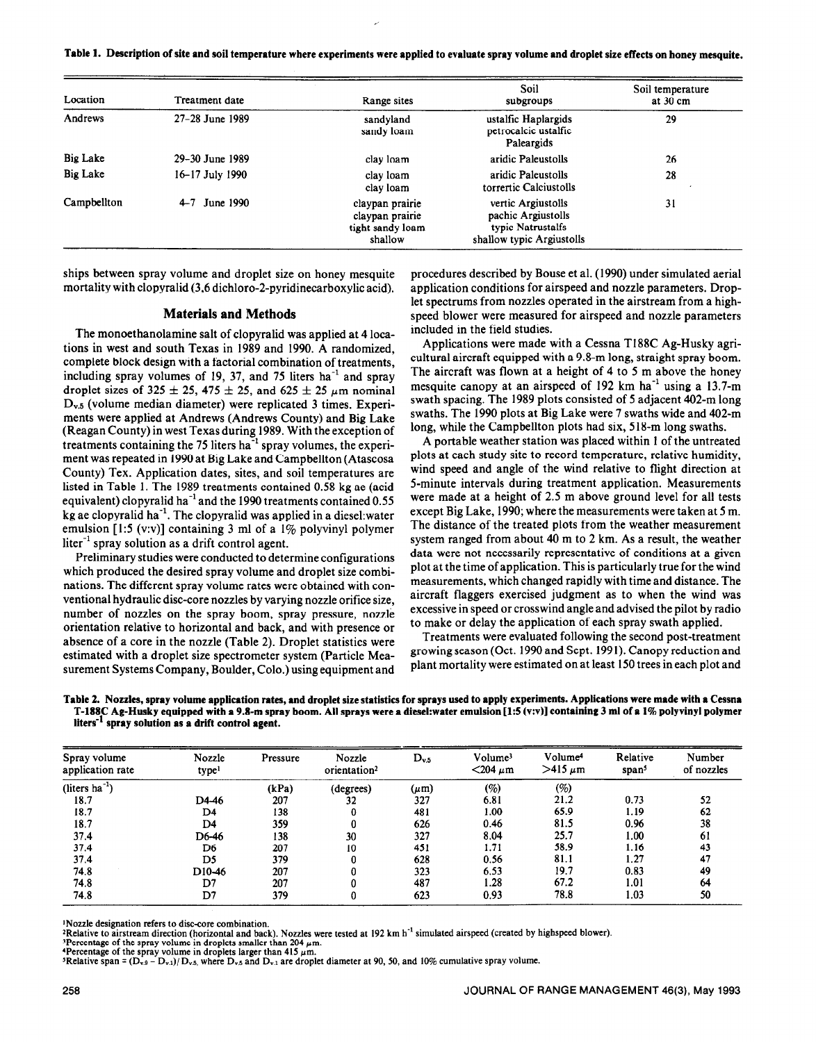Table 1. Description of site and soil temperature where experiments were applied to evaluate spray volume and droplet size effects on honey mesquite.

| Location | Treatment date | Range sites | Soil subgroups | Soil temperature at 30 cm |
|---|---|---|---|---|
| Andrews | 27–28 June 1989 | sandyland<br>sandy loam | ustalfic Haplargids<br>petrocalcic ustalfic Paleargids | 29 |
| Big Lake | 29–30 June 1989 | clay loam | aridic Paleustolls | 26 |
| Big Lake | 16–17 July 1990 | clay loam<br>clay loam | aridic Paleustolls<br>torrertic Calciustolls | 28 |
| Campbellton | 4–7 June 1990 | claypan prairie<br>claypan prairie<br>tight sandy loam<br>shallow | vertic Argiustolls<br>pachic Argiustolls<br>typic Natrustalfs<br>shallow typic Argiustolls | 31 |

ships between spray volume and droplet size on honey mesquite mortality with clopyralid (3,6 dichloro-2-pyridinecarboxylic acid).

## Materials and Methods

The monoethanolamine salt of clopyralid was applied at 4 locations in west and south Texas in 1989 and 1990. A randomized, complete block design with a factorial combination of treatments, including spray volumes of 19, 37, and 75 liters ha$^{-1}$ and spray droplet sizes of 325 ± 25, 475 ± 25, and 625 ± 25 µm nominal $D_{v.5}$ (volume median diameter) were replicated 3 times. Experiments were applied at Andrews (Andrews County) and Big Lake (Reagan County) in west Texas during 1989. With the exception of treatments containing the 75 liters ha$^{-1}$ spray volumes, the experiment was repeated in 1990 at Big Lake and Campbellton (Atascosa County) Tex. Application dates, sites, and soil temperatures are listed in Table 1. The 1989 treatments contained 0.58 kg ae (acid equivalent) clopyralid ha$^{-1}$ and the 1990 treatments contained 0.55 kg ae clopyralid ha$^{-1}$. The clopyralid was applied in a diesel:water emulsion [1:5 (v:v)] containing 3 ml of a 1% polyvinyl polymer liter$^{-1}$ spray solution as a drift control agent.

Preliminary studies were conducted to determine configurations which produced the desired spray volume and droplet size combinations. The different spray volume rates were obtained with conventional hydraulic disc-core nozzles by varying nozzle orifice size, number of nozzles on the spray boom, spray pressure, nozzle orientation relative to horizontal and back, and with presence or absence of a core in the nozzle (Table 2). Droplet statistics were estimated with a droplet size spectrometer system (Particle Measurement Systems Company, Boulder, Colo.) using equipment and procedures described by Bouse et al. (1990) under simulated aerial application conditions for airspeed and nozzle parameters. Droplet spectrums from nozzles operated in the airstream from a high-speed blower were measured for airspeed and nozzle parameters included in the field studies.

Applications were made with a Cessna T188C Ag-Husky agricultural aircraft equipped with a 9.8-m long, straight spray boom. The aircraft was flown at a height of 4 to 5 m above the honey mesquite canopy at an airspeed of 192 km ha$^{-1}$ using a 13.7-m swath spacing. The 1989 plots consisted of 5 adjacent 402-m long swaths. The 1990 plots at Big Lake were 7 swaths wide and 402-m long, while the Campbellton plots had six, 518-m long swaths.

A portable weather station was placed within 1 of the untreated plots at each study site to record temperature, relative humidity, wind speed and angle of the wind relative to flight direction at 5-minute intervals during treatment application. Measurements were made at a height of 2.5 m above ground level for all tests except Big Lake, 1990; where the measurements were taken at 5 m. The distance of the treated plots from the weather measurement system ranged from about 40 m to 2 km. As a result, the weather data were not necessarily representative of conditions at a given plot at the time of application. This is particularly true for the wind measurements, which changed rapidly with time and distance. The aircraft flaggers exercised judgment as to when the wind was excessive in speed or crosswind angle and advised the pilot by radio to make or delay the application of each spray swath applied.

Treatments were evaluated following the second post-treatment growing season (Oct. 1990 and Sept. 1991). Canopy reduction and plant mortality were estimated on at least 150 trees in each plot and

Table 2. Nozzles, spray volume application rates, and droplet size statistics for sprays used to apply experiments. Applications were made with a Cessna T-188C Ag-Husky equipped with a 9.8-m spray boom. All sprays were a diesel:water emulsion [1:5 (v:v)] containing 3 ml of a 1% polyvinyl polymer liters$^{-1}$ spray solution as a drift control agent.

| Spray volume application rate | Nozzle type[1] | Pressure | Nozzle orientation[2] | $D_{v.5}$ | Volume[3] <204 µm | Volume[4] >415 µm | Relative span[5] | Number of nozzles |
|---|---|---|---|---|---|---|---|---|
| (liters ha$^{-1}$) | | (kPa) | (degrees) | (µm) | (%) | (%) | | |
| 18.7 | D4-46 | 207 | 32 | 327 | 6.81 | 21.2 | 0.73 | 52 |
| 18.7 | D4 | 138 | 0 | 481 | 1.00 | 65.9 | 1.19 | 62 |
| 18.7 | D4 | 359 | 0 | 626 | 0.46 | 81.5 | 0.96 | 38 |
| 37.4 | D6-46 | 138 | 30 | 327 | 8.04 | 25.7 | 1.00 | 61 |
| 37.4 | D6 | 207 | 10 | 451 | 1.71 | 58.9 | 1.16 | 43 |
| 37.4 | D5 | 379 | 0 | 628 | 0.56 | 81.1 | 1.27 | 47 |
| 74.8 | D10-46 | 207 | 0 | 323 | 6.53 | 19.7 | 0.83 | 49 |
| 74.8 | D7 | 207 | 0 | 487 | 1.28 | 67.2 | 1.01 | 64 |
| 74.8 | D7 | 379 | 0 | 623 | 0.93 | 78.8 | 1.03 | 50 |

[1]Nozzle designation refers to disc-core combination.
[2]Relative to airstream direction (horizontal and back). Nozzles were tested at 192 km h$^{-1}$ simulated airspeed (created by highspeed blower).
[3]Percentage of the spray volume in droplets smaller than 204 µm.
[4]Percentage of the spray volume in droplets larger than 415 µm.
[5]Relative span = $(D_{v.9} - D_{v.1})/D_{v.5}$, where $D_{v.5}$ and $D_{v.1}$ are droplet diameter at 90, 50, and 10% cumulative spray volume.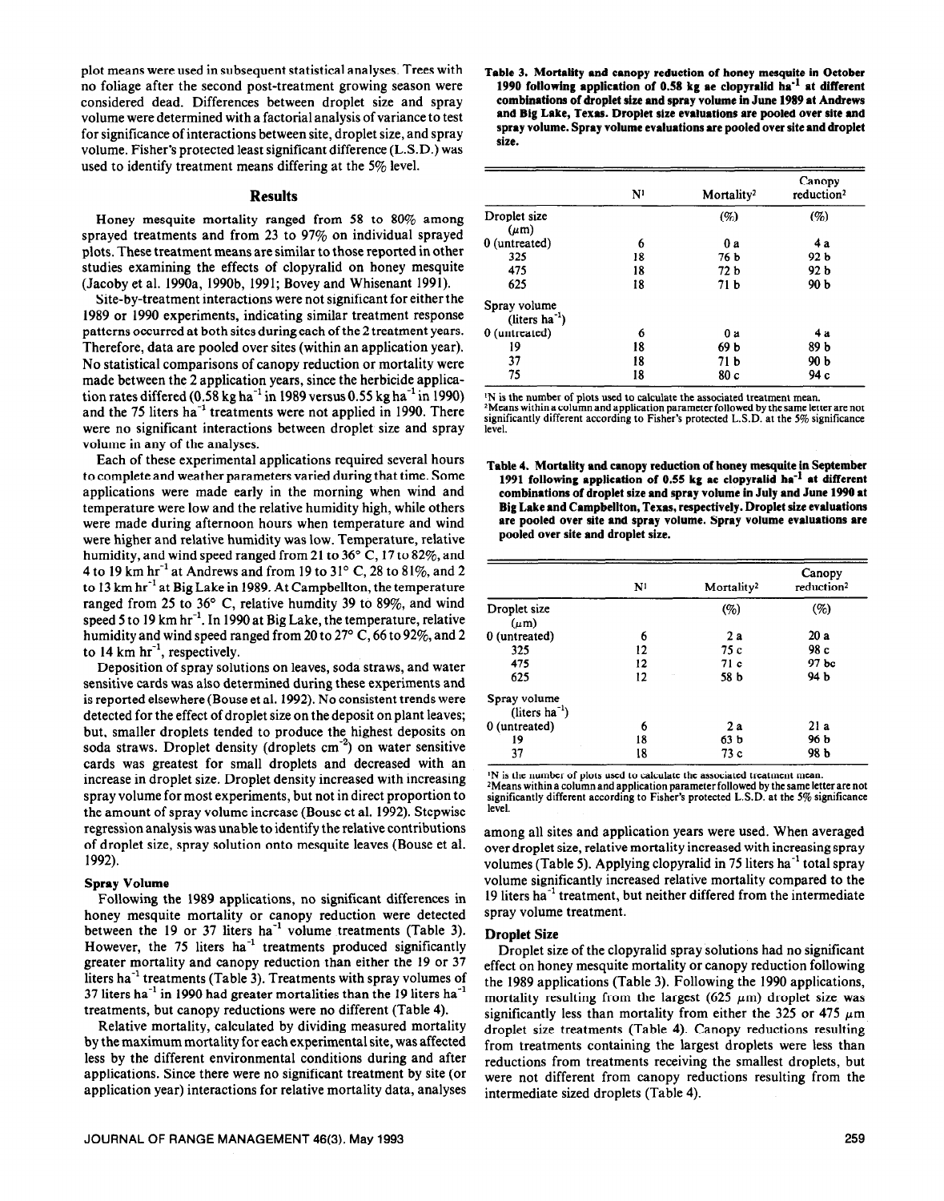plot means were used in subsequent statistical analyses. Trees with no foliage after the second post-treatment growing season were considered dead. Differences between droplet size and spray volume were determined with a factorial analysis of variance to test for significance of interactions between site, droplet size, and spray volume. Fisher's protected least significant difference (L.S.D.) was used to identify treatment means differing at the 5% level.

## Results

Honey mesquite mortality ranged from 58 to 80% among sprayed treatments and from 23 to 97% on individual sprayed plots. These treatment means are similar to those reported in other studies examining the effects of clopyralid on honey mesquite (Jacoby et al. 1990a, 1990b, 1991; Bovey and Whisenant 1991).

Site-by-treatment interactions were not significant for either the 1989 or 1990 experiments, indicating similar treatment response patterns occurred at both sites during each of the 2 treatment years. Therefore, data are pooled over sites (within an application year). No statistical comparisons of canopy reduction or mortality were made between the 2 application years, since the herbicide application rates differed (0.58 kg ha$^{-1}$ in 1989 versus 0.55 kg ha$^{-1}$ in 1990) and the 75 liters ha$^{-1}$ treatments were not applied in 1990. There were no significant interactions between droplet size and spray volume in any of the analyses.

Each of these experimental applications required several hours to complete and weather parameters varied during that time. Some applications were made early in the morning when wind and temperature were low and the relative humidity high, while others were made during afternoon hours when temperature and wind were higher and relative humidity was low. Temperature, relative humidity, and wind speed ranged from 21 to 36° C, 17 to 82%, and 4 to 19 km hr$^{-1}$ at Andrews and from 19 to 31° C, 28 to 81%, and 2 to 13 km hr$^{-1}$ at Big Lake in 1989. At Campbellton, the temperature ranged from 25 to 36° C, relative humdity 39 to 89%, and wind speed 5 to 19 km hr$^{-1}$. In 1990 at Big Lake, the temperature, relative humidity and wind speed ranged from 20 to 27° C, 66 to 92%, and 2 to 14 km hr$^{-1}$, respectively.

Deposition of spray solutions on leaves, soda straws, and water sensitive cards was also determined during these experiments and is reported elsewhere (Bouse et al. 1992). No consistent trends were detected for the effect of droplet size on the deposit on plant leaves; but, smaller droplets tended to produce the highest deposits on soda straws. Droplet density (droplets cm$^{-2}$) on water sensitive cards was greatest for small droplets and decreased with an increase in droplet size. Droplet density increased with increasing spray volume for most experiments, but not in direct proportion to the amount of spray volume increase (Bouse et al. 1992). Stepwise regression analysis was unable to identify the relative contributions of droplet size, spray solution onto mesquite leaves (Bouse et al. 1992).

### Spray Volume

Following the 1989 applications, no significant differences in honey mesquite mortality or canopy reduction were detected between the 19 or 37 liters ha$^{-1}$ volume treatments (Table 3). However, the 75 liters ha$^{-1}$ treatments produced significantly greater mortality and canopy reduction than either the 19 or 37 liters ha$^{-1}$ treatments (Table 3). Treatments with spray volumes of 37 liters ha$^{-1}$ in 1990 had greater mortalities than the 19 liters ha$^{-1}$ treatments, but canopy reductions were no different (Table 4).

Relative mortality, calculated by dividing measured mortality by the maximum mortality for each experimental site, was affected less by the different environmental conditions during and after applications. Since there were no significant treatment by site (or application year) interactions for relative mortality data, analyses among all sites and application years were used. When averaged over droplet size, relative mortality increased with increasing spray volumes (Table 5). Applying clopyralid in 75 liters ha$^{-1}$ total spray volume significantly increased relative mortality compared to the 19 liters ha$^{-1}$ treatment, but neither differed from the intermediate spray volume treatment.

### Droplet Size

Droplet size of the clopyralid spray solutions had no significant effect on honey mesquite mortality or canopy reduction following the 1989 applications (Table 3). Following the 1990 applications, mortality resulting from the largest (625 µm) droplet size was significantly less than mortality from either the 325 or 475 µm droplet size treatments (Table 4). Canopy reductions resulting from treatments containing the largest droplets were less than reductions from treatments receiving the smallest droplets, but were not different from canopy reductions resulting from the intermediate sized droplets (Table 4).

**Table 3. Mortality and canopy reduction of honey mesquite in October 1990 following application of 0.58 kg ae clopyralid ha$^{-1}$ at different combinations of droplet size and spray volume in June 1989 at Andrews and Big Lake, Texas. Droplet size evaluations are pooled over site and spray volume. Spray volume evaluations are pooled over site and droplet size.**

| | N[1] | Mortality[2] | Canopy reduction[2] |
|---|---|---|---|
| Droplet size (µm) | | (%) | (%) |
| 0 (untreated) | 6 | 0 a | 4 a |
| 325 | 18 | 76 b | 92 b |
| 475 | 18 | 72 b | 92 b |
| 625 | 18 | 71 b | 90 b |
| Spray volume (liters ha$^{-1}$) | | | |
| 0 (untreated) | 6 | 0 a | 4 a |
| 19 | 18 | 69 b | 89 b |
| 37 | 18 | 71 b | 90 b |
| 75 | 18 | 80 c | 94 c |

[1]N is the number of plots used to calculate the associated treatment mean.
[2]Means within a column and application parameter followed by the same letter are not significantly different according to Fisher's protected L.S.D. at the 5% significance level.

**Table 4. Mortality and canopy reduction of honey mesquite in September 1991 following application of 0.55 kg ae clopyralid ha$^{-1}$ at different combinations of droplet size and spray volume in July and June 1990 at Big Lake and Campbellton, Texas, respectively. Droplet size evaluations are pooled over site and spray volume. Spray volume evaluations are pooled over site and droplet size.**

| | N[1] | Mortality[2] | Canopy reduction[2] |
|---|---|---|---|
| Droplet size (µm) | | (%) | (%) |
| 0 (untreated) | 6 | 2 a | 20 a |
| 325 | 12 | 75 c | 98 c |
| 475 | 12 | 71 c | 97 bc |
| 625 | 12 | 58 b | 94 b |
| Spray volume (liters ha$^{-1}$) | | | |
| 0 (untreated) | 6 | 2 a | 21 a |
| 19 | 18 | 63 b | 96 b |
| 37 | 18 | 73 c | 98 b |

[1]N is the number of plots used to calculate the associated treatment mean.
[2]Means within a column and application parameter followed by the same letter are not significantly different according to Fisher's protected L.S.D. at the 5% significance level.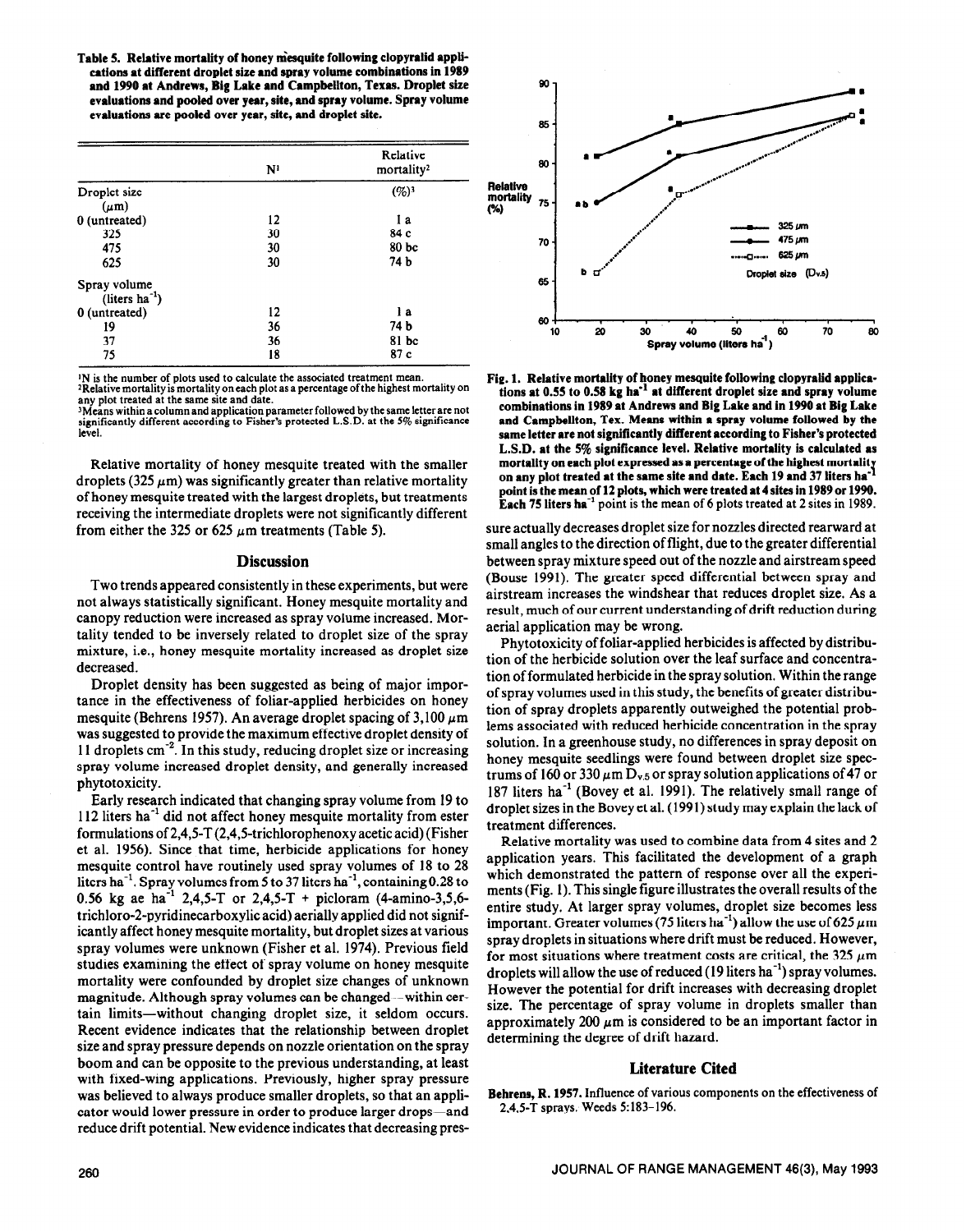**Table 5. Relative mortality of honey mesquite following clopyralid applications at different droplet size and spray volume combinations in 1989 and 1990 at Andrews, Big Lake and Campbellton, Texas. Droplet size evaluations and pooled over year, site, and spray volume. Spray volume evaluations are pooled over year, site, and droplet site.**

| | N[1] | Relative mortality[2] |
|---|---|---|
| Droplet size ($\mu$m) | | (%)[3] |
| 0 (untreated) | 12 | 1 a |
| 325 | 30 | 84 c |
| 475 | 30 | 80 bc |
| 625 | 30 | 74 b |
| Spray volume (liters ha$^{-1}$) | | |
| 0 (untreated) | 12 | 1 a |
| 19 | 36 | 74 b |
| 37 | 36 | 81 bc |
| 75 | 18 | 87 c |

[1]N is the number of plots used to calculate the associated treatment mean.
[2]Relative mortality is mortality on each plot as a percentage of the highest mortality on any plot treated at the same site and date.
[3]Means within a column and application parameter followed by the same letter are not significantly different according to Fisher's protected L.S.D. at the 5% significance level.

Relative mortality of honey mesquite treated with the smaller droplets (325 $\mu$m) was significantly greater than relative mortality of honey mesquite treated with the largest droplets, but treatments receiving the intermediate droplets were not significantly different from either the 325 or 625 $\mu$m treatments (Table 5).

**Fig. 1. Relative mortality of honey mesquite following clopyralid applications at 0.55 to 0.58 kg ha$^{-1}$ at different droplet size and spray volume combinations in 1989 at Andrews and Big Lake and in 1990 at Big Lake and Campbellton, Tex. Means within a spray volume followed by the same letter are not significantly different according to Fisher's protected L.S.D. at the 5% significance level. Relative mortality is calculated as mortality on each plot expressed as a percentage of the highest mortality on any plot treated at the same site and date. Each 19 and 37 liters ha$^{-1}$ point is the mean of 12 plots, which were treated at 4 sites in 1989 or 1990. Each 75 liters ha$^{-1}$ point is the mean of 6 plots treated at 2 sites in 1989.**

## Discussion

Two trends appeared consistently in these experiments, but were not always statistically significant. Honey mesquite mortality and canopy reduction were increased as spray volume increased. Mortality tended to be inversely related to droplet size of the spray mixture, i.e., honey mesquite mortality increased as droplet size decreased.

Droplet density has been suggested as being of major importance in the effectiveness of foliar-applied herbicides on honey mesquite (Behrens 1957). An average droplet spacing of 3,100 $\mu$m was suggested to provide the maximum effective droplet density of 11 droplets cm$^{-2}$. In this study, reducing droplet size or increasing spray volume increased droplet density, and generally increased phytotoxicity.

Early research indicated that changing spray volume from 19 to 112 liters ha$^{-1}$ did not affect honey mesquite mortality from ester formulations of 2,4,5-T (2,4,5-trichlorophenoxy acetic acid) (Fisher et al. 1956). Since that time, herbicide applications for honey mesquite control have routinely used spray volumes of 18 to 28 liters ha$^{-1}$. Spray volumes from 5 to 37 liters ha$^{-1}$, containing 0.28 to 0.56 kg ae ha$^{-1}$ 2,4,5-T or 2,4,5-T + picloram (4-amino-3,5,6-trichloro-2-pyridinecarboxylic acid) aerially applied did not significantly affect honey mesquite mortality, but droplet sizes at various spray volumes were unknown (Fisher et al. 1974). Previous field studies examining the effect of spray volume on honey mesquite mortality were confounded by droplet size changes of unknown magnitude. Although spray volumes can be changed—within certain limits—without changing droplet size, it seldom occurs. Recent evidence indicates that the relationship between droplet size and spray pressure depends on nozzle orientation on the spray boom and can be opposite to the previous understanding, at least with fixed-wing applications. Previously, higher spray pressure was believed to always produce smaller droplets, so that an applicator would lower pressure in order to produce larger drops—and reduce drift potential. New evidence indicates that decreasing pressure actually decreases droplet size for nozzles directed rearward at small angles to the direction of flight, due to the greater differential between spray mixture speed out of the nozzle and airstream speed (Bouse 1991). The greater speed differential between spray and airstream increases the windshear that reduces droplet size. As a result, much of our current understanding of drift reduction during aerial application may be wrong.

Phytotoxicity of foliar-applied herbicides is affected by distribution of the herbicide solution over the leaf surface and concentration of formulated herbicide in the spray solution. Within the range of spray volumes used in this study, the benefits of greater distribution of spray droplets apparently outweighed the potential problems associated with reduced herbicide concentration in the spray solution. In a greenhouse study, no differences in spray deposit on honey mesquite seedlings were found between droplet size spectrums of 160 or 330 $\mu$m $D_{v.5}$ or spray solution applications of 47 or 187 liters ha$^{-1}$ (Bovey et al. 1991). The relatively small range of droplet sizes in the Bovey et al. (1991) study may explain the lack of treatment differences.

Relative mortality was used to combine data from 4 sites and 2 application years. This facilitated the development of a graph which demonstrated the pattern of response over all the experiments (Fig. 1). This single figure illustrates the overall results of the entire study. At larger spray volumes, droplet size becomes less important. Greater volumes (75 liters ha$^{-1}$) allow the use of 625 $\mu$m spray droplets in situations where drift must be reduced. However, for most situations where treatment costs are critical, the 325 $\mu$m droplets will allow the use of reduced (19 liters ha$^{-1}$) spray volumes. However the potential for drift increases with decreasing droplet size. The percentage of spray volume in droplets smaller than approximately 200 $\mu$m is considered to be an important factor in determining the degree of drift hazard.

## Literature Cited

**Behrens, R. 1957.** Influence of various components on the effectiveness of 2,4,5-T sprays. Weeds 5:183–196.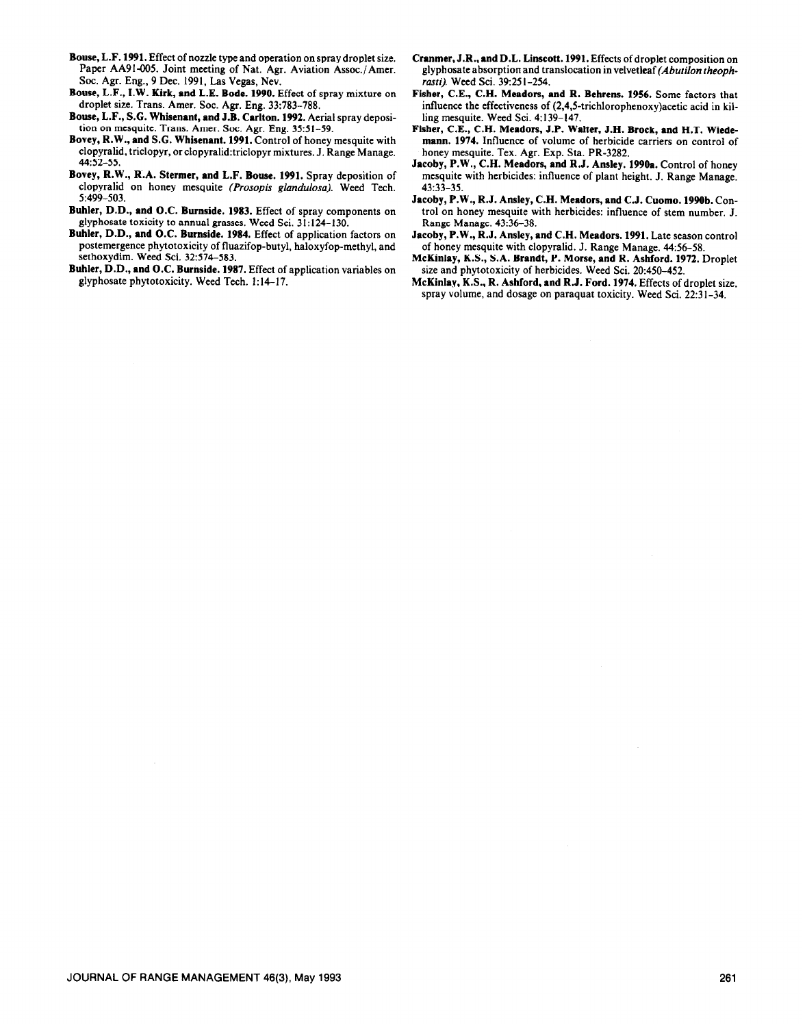**Bouse, L.F. 1991.** Effect of nozzle type and operation on spray droplet size. Paper AA91-005. Joint meeting of Nat. Agr. Aviation Assoc./Amer. Soc. Agr. Eng., 9 Dec. 1991, Las Vegas, Nev.

**Bouse, L.F., I.W. Kirk, and L.E. Bode. 1990.** Effect of spray mixture on droplet size. Trans. Amer. Soc. Agr. Eng. 33:783–788.

**Bouse, L.F., S.G. Whisenant, and J.B. Carlton. 1992.** Aerial spray deposition on mesquite. Trans. Amer. Soc. Agr. Eng. 35:51–59.

**Bovey, R.W., and S.G. Whisenant. 1991.** Control of honey mesquite with clopyralid, triclopyr, or clopyralid:triclopyr mixtures. J. Range Manage. 44:52–55.

**Bovey, R.W., R.A. Stermer, and L.F. Bouse. 1991.** Spray deposition of clopyralid on honey mesquite *(Prosopis glandulosa)*. Weed Tech. 5:499–503.

**Buhler, D.D., and O.C. Burnside. 1983.** Effect of spray components on glyphosate toxicity to annual grasses. Weed Sci. 31:124–130.

**Buhler, D.D., and O.C. Burnside. 1984.** Effect of application factors on postemergence phytotoxicity of fluazifop-butyl, haloxyfop-methyl, and sethoxydim. Weed Sci. 32:574–583.

**Buhler, D.D., and O.C. Burnside. 1987.** Effect of application variables on glyphosate phytotoxicity. Weed Tech. 1:14–17.

**Cranmer, J.R., and D.L. Linscott. 1991.** Effects of droplet composition on glyphosate absorption and translocation in velvetleaf *(Abutilon theophrasti)*. Weed Sci. 39:251–254.

**Fisher, C.E., C.H. Meadors, and R. Behrens. 1956.** Some factors that influence the effectiveness of (2,4,5-trichlorophenoxy)acetic acid in killing mesquite. Weed Sci. 4:139–147.

**Fisher, C.E., C.H. Meadors, J.P. Walter, J.H. Brock, and H.T. Wiedemann. 1974.** Influence of volume of herbicide carriers on control of honey mesquite. Tex. Agr. Exp. Sta. PR-3282.

**Jacoby, P.W., C.H. Meadors, and R.J. Ansley. 1990a.** Control of honey mesquite with herbicides: influence of plant height. J. Range Manage. 43:33–35.

**Jacoby, P.W., R.J. Ansley, C.H. Meadors, and C.J. Cuomo. 1990b.** Control on honey mesquite with herbicides: influence of stem number. J. Range Manage. 43:36–38.

**Jacoby, P.W., R.J. Ansley, and C.H. Meadors. 1991.** Late season control of honey mesquite with clopyralid. J. Range Manage. 44:56–58.

**McKinlay, K.S., S.A. Brandt, P. Morse, and R. Ashford. 1972.** Droplet size and phytotoxicity of herbicides. Weed Sci. 20:450–452.

**McKinlay, K.S., R. Ashford, and R.J. Ford. 1974.** Effects of droplet size, spray volume, and dosage on paraquat toxicity. Weed Sci. 22:31–34.